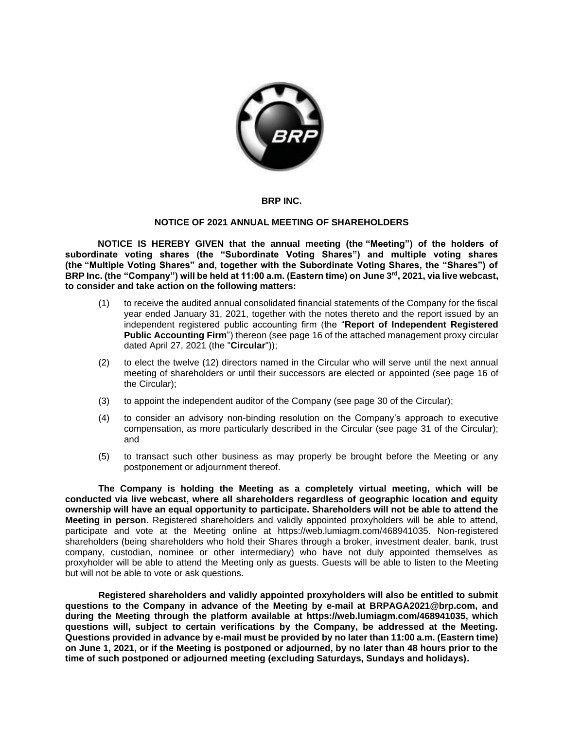# BRP INC.

## NOTICE OF 2021 ANNUAL MEETING OF SHAREHOLDERS

**NOTICE IS HEREBY GIVEN that the annual meeting (the "Meeting") of the holders of subordinate voting shares (the "Subordinate Voting Shares") and multiple voting shares (the "Multiple Voting Shares" and, together with the Subordinate Voting Shares, the "Shares") of BRP Inc. (the "Company") will be held at 11:00 a.m. (Eastern time) on June 3rd, 2021, via live webcast, to consider and take action on the following matters:**

(1) to receive the audited annual consolidated financial statements of the Company for the fiscal year ended January 31, 2021, together with the notes thereto and the report issued by an independent registered public accounting firm (the "**Report of Independent Registered Public Accounting Firm**") thereon (see page 16 of the attached management proxy circular dated April 27, 2021 (the "**Circular**"));

(2) to elect the twelve (12) directors named in the Circular who will serve until the next annual meeting of shareholders or until their successors are elected or appointed (see page 16 of the Circular);

(3) to appoint the independent auditor of the Company (see page 30 of the Circular);

(4) to consider an advisory non-binding resolution on the Company's approach to executive compensation, as more particularly described in the Circular (see page 31 of the Circular); and

(5) to transact such other business as may properly be brought before the Meeting or any postponement or adjournment thereof.

**The Company is holding the Meeting as a completely virtual meeting, which will be conducted via live webcast, where all shareholders regardless of geographic location and equity ownership will have an equal opportunity to participate. Shareholders will not be able to attend the Meeting in person**. Registered shareholders and validly appointed proxyholders will be able to attend, participate and vote at the Meeting online at https://web.lumiagm.com/468941035. Non-registered shareholders (being shareholders who hold their Shares through a broker, investment dealer, bank, trust company, custodian, nominee or other intermediary) who have not duly appointed themselves as proxyholder will be able to attend the Meeting only as guests. Guests will be able to listen to the Meeting but will not be able to vote or ask questions.

**Registered shareholders and validly appointed proxyholders will also be entitled to submit questions to the Company in advance of the Meeting by e-mail at BRPAGA2021@brp.com, and during the Meeting through the platform available at https://web.lumiagm.com/468941035, which questions will, subject to certain verifications by the Company, be addressed at the Meeting. Questions provided in advance by e-mail must be provided by no later than 11:00 a.m. (Eastern time) on June 1, 2021, or if the Meeting is postponed or adjourned, by no later than 48 hours prior to the time of such postponed or adjourned meeting (excluding Saturdays, Sundays and holidays).**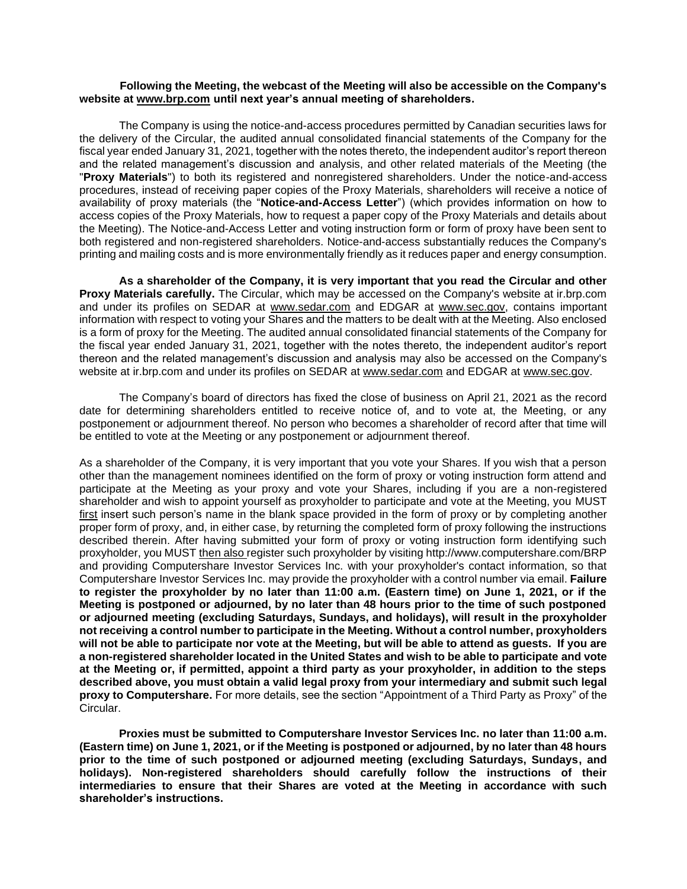**Following the Meeting, the webcast of the Meeting will also be accessible on the Company's website at www.brp.com until next year's annual meeting of shareholders.**

The Company is using the notice-and-access procedures permitted by Canadian securities laws for the delivery of the Circular, the audited annual consolidated financial statements of the Company for the fiscal year ended January 31, 2021, together with the notes thereto, the independent auditor's report thereon and the related management's discussion and analysis, and other related materials of the Meeting (the "**Proxy Materials**") to both its registered and nonregistered shareholders. Under the notice-and-access procedures, instead of receiving paper copies of the Proxy Materials, shareholders will receive a notice of availability of proxy materials (the "**Notice-and-Access Letter**") (which provides information on how to access copies of the Proxy Materials, how to request a paper copy of the Proxy Materials and details about the Meeting). The Notice-and-Access Letter and voting instruction form or form of proxy have been sent to both registered and non-registered shareholders. Notice-and-access substantially reduces the Company's printing and mailing costs and is more environmentally friendly as it reduces paper and energy consumption.

**As a shareholder of the Company, it is very important that you read the Circular and other Proxy Materials carefully.** The Circular, which may be accessed on the Company's website at ir.brp.com and under its profiles on SEDAR at www.sedar.com and EDGAR at www.sec.gov, contains important information with respect to voting your Shares and the matters to be dealt with at the Meeting. Also enclosed is a form of proxy for the Meeting. The audited annual consolidated financial statements of the Company for the fiscal year ended January 31, 2021, together with the notes thereto, the independent auditor's report thereon and the related management's discussion and analysis may also be accessed on the Company's website at ir.brp.com and under its profiles on SEDAR at www.sedar.com and EDGAR at www.sec.gov.

The Company's board of directors has fixed the close of business on April 21, 2021 as the record date for determining shareholders entitled to receive notice of, and to vote at, the Meeting, or any postponement or adjournment thereof. No person who becomes a shareholder of record after that time will be entitled to vote at the Meeting or any postponement or adjournment thereof.

As a shareholder of the Company, it is very important that you vote your Shares. If you wish that a person other than the management nominees identified on the form of proxy or voting instruction form attend and participate at the Meeting as your proxy and vote your Shares, including if you are a non-registered shareholder and wish to appoint yourself as proxyholder to participate and vote at the Meeting, you MUST first insert such person's name in the blank space provided in the form of proxy or by completing another proper form of proxy, and, in either case, by returning the completed form of proxy following the instructions described therein. After having submitted your form of proxy or voting instruction form identifying such proxyholder, you MUST then also register such proxyholder by visiting http://www.computershare.com/BRP and providing Computershare Investor Services Inc. with your proxyholder's contact information, so that Computershare Investor Services Inc. may provide the proxyholder with a control number via email. **Failure to register the proxyholder by no later than 11:00 a.m. (Eastern time) on June 1, 2021, or if the Meeting is postponed or adjourned, by no later than 48 hours prior to the time of such postponed or adjourned meeting (excluding Saturdays, Sundays, and holidays), will result in the proxyholder not receiving a control number to participate in the Meeting. Without a control number, proxyholders will not be able to participate nor vote at the Meeting, but will be able to attend as guests. If you are a non-registered shareholder located in the United States and wish to be able to participate and vote at the Meeting or, if permitted, appoint a third party as your proxyholder, in addition to the steps described above, you must obtain a valid legal proxy from your intermediary and submit such legal proxy to Computershare.** For more details, see the section "Appointment of a Third Party as Proxy" of the Circular.

**Proxies must be submitted to Computershare Investor Services Inc. no later than 11:00 a.m. (Eastern time) on June 1, 2021, or if the Meeting is postponed or adjourned, by no later than 48 hours prior to the time of such postponed or adjourned meeting (excluding Saturdays, Sundays, and holidays). Non-registered shareholders should carefully follow the instructions of their intermediaries to ensure that their Shares are voted at the Meeting in accordance with such shareholder's instructions.**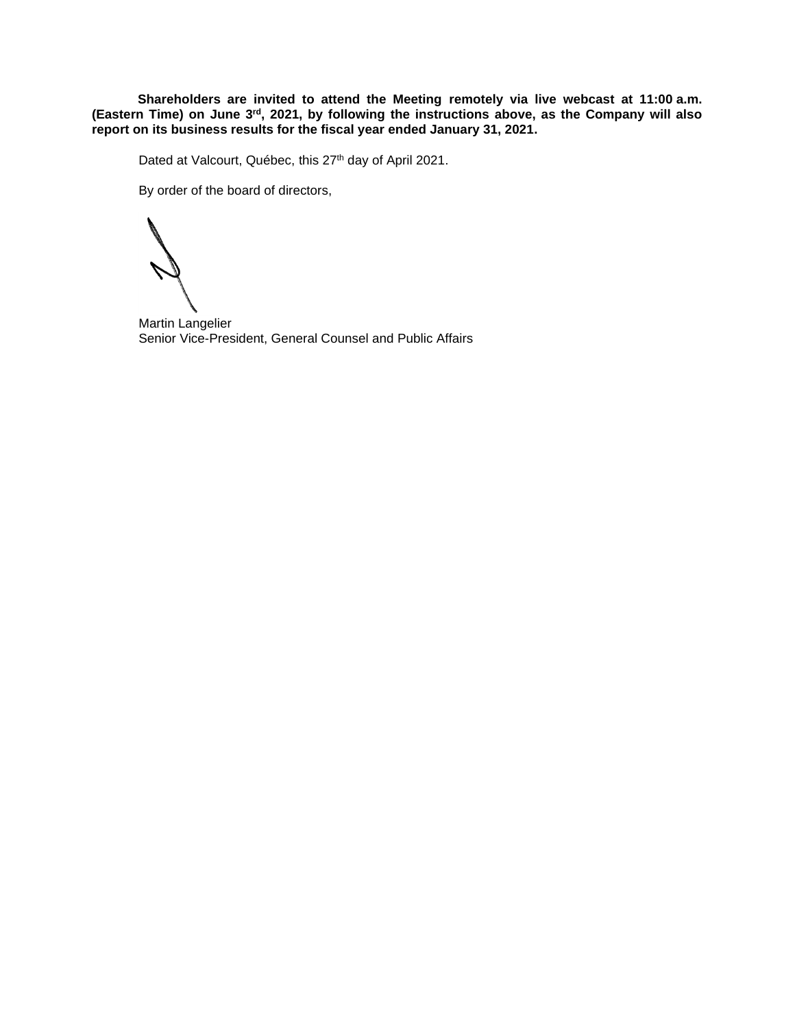**Shareholders are invited to attend the Meeting remotely via live webcast at 11:00 a.m. (Eastern Time) on June 3rd, 2021, by following the instructions above, as the Company will also report on its business results for the fiscal year ended January 31, 2021.**

Dated at Valcourt, Québec, this 27th day of April 2021.

By order of the board of directors,

Martin Langelier
Senior Vice-President, General Counsel and Public Affairs